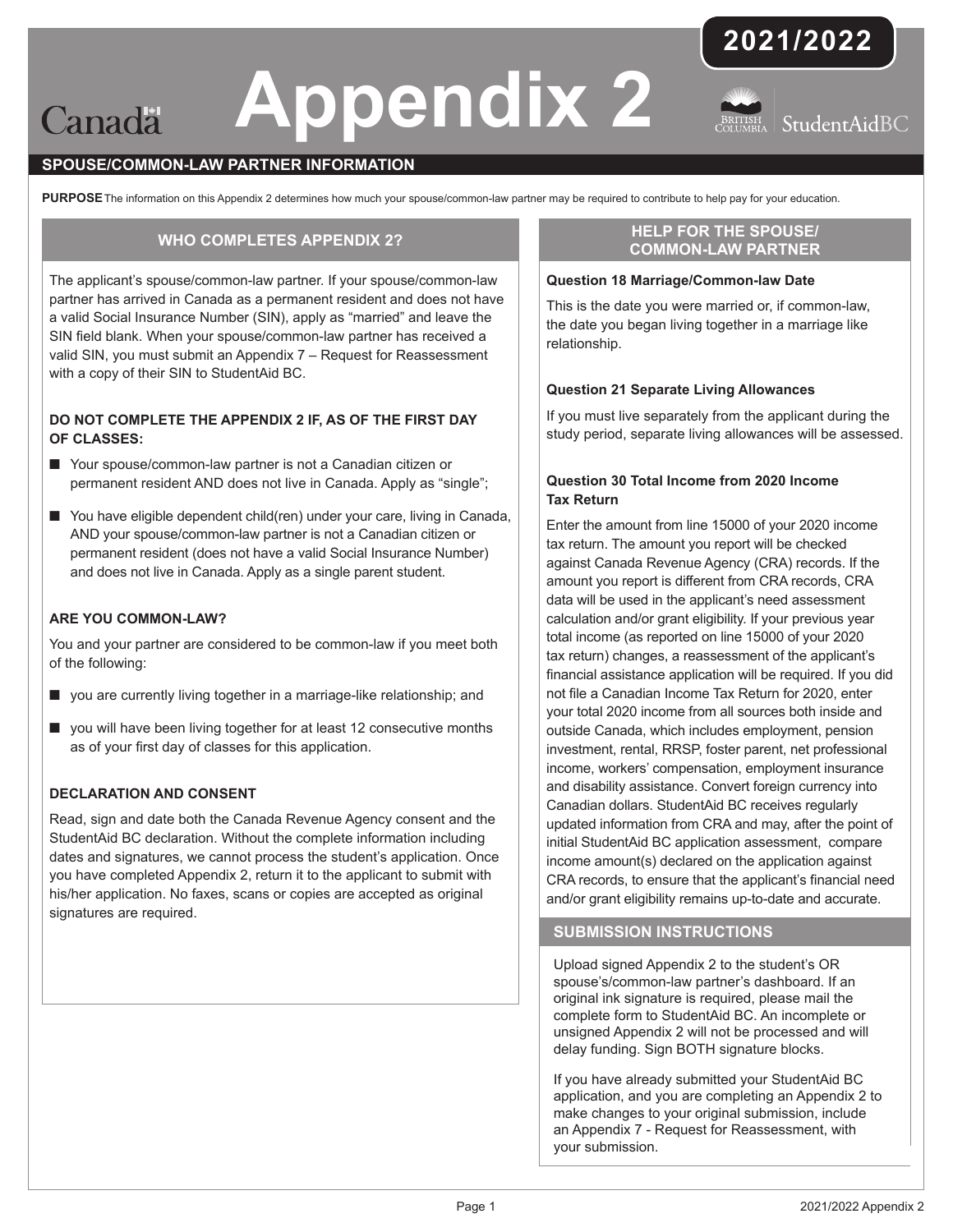# Appendix 2

**2021/2022**

Canada

StudentAidBC

## SPOUSE/COMMON-LAW PARTNER INFORMATION

**PURPOSE** The information on this Appendix 2 determines how much your spouse/common-law partner may be required to contribute to help pay for your education.

### WHO COMPLETES APPENDIX 2?

The applicant's spouse/common-law partner. If your spouse/common-law partner has arrived in Canada as a permanent resident and does not have a valid Social Insurance Number (SIN), apply as "married" and leave the SIN field blank. When your spouse/common-law partner has received a valid SIN, you must submit an Appendix 7 – Request for Reassessment with a copy of their SIN to StudentAid BC.

**DO NOT COMPLETE THE APPENDIX 2 IF, AS OF THE FIRST DAY OF CLASSES:**

- Your spouse/common-law partner is not a Canadian citizen or permanent resident AND does not live in Canada. Apply as "single";
- You have eligible dependent child(ren) under your care, living in Canada, AND your spouse/common-law partner is not a Canadian citizen or permanent resident (does not have a valid Social Insurance Number) and does not live in Canada. Apply as a single parent student.

**ARE YOU COMMON-LAW?**

You and your partner are considered to be common-law if you meet both of the following:

- you are currently living together in a marriage-like relationship; and
- you will have been living together for at least 12 consecutive months as of your first day of classes for this application.

**DECLARATION AND CONSENT**

Read, sign and date both the Canada Revenue Agency consent and the StudentAid BC declaration. Without the complete information including dates and signatures, we cannot process the student's application. Once you have completed Appendix 2, return it to the applicant to submit with his/her application. No faxes, scans or copies are accepted as original signatures are required.

### HELP FOR THE SPOUSE/ COMMON-LAW PARTNER

**Question 18 Marriage/Common-law Date**

This is the date you were married or, if common-law, the date you began living together in a marriage like relationship.

**Question 21 Separate Living Allowances**

If you must live separately from the applicant during the study period, separate living allowances will be assessed.

**Question 30 Total Income from 2020 Income Tax Return**

Enter the amount from line 15000 of your 2020 income tax return. The amount you report will be checked against Canada Revenue Agency (CRA) records. If the amount you report is different from CRA records, CRA data will be used in the applicant's need assessment calculation and/or grant eligibility. If your previous year total income (as reported on line 15000 of your 2020 tax return) changes, a reassessment of the applicant's financial assistance application will be required. If you did not file a Canadian Income Tax Return for 2020, enter your total 2020 income from all sources both inside and outside Canada, which includes employment, pension investment, rental, RRSP, foster parent, net professional income, workers' compensation, employment insurance and disability assistance. Convert foreign currency into Canadian dollars. StudentAid BC receives regularly updated information from CRA and may, after the point of initial StudentAid BC application assessment, compare income amount(s) declared on the application against CRA records, to ensure that the applicant's financial need and/or grant eligibility remains up-to-date and accurate.

### SUBMISSION INSTRUCTIONS

Upload signed Appendix 2 to the student's OR spouse's/common-law partner's dashboard. If an original ink signature is required, please mail the complete form to StudentAid BC. An incomplete or unsigned Appendix 2 will not be processed and will delay funding. Sign BOTH signature blocks.

If you have already submitted your StudentAid BC application, and you are completing an Appendix 2 to make changes to your original submission, include an Appendix 7 - Request for Reassessment, with your submission.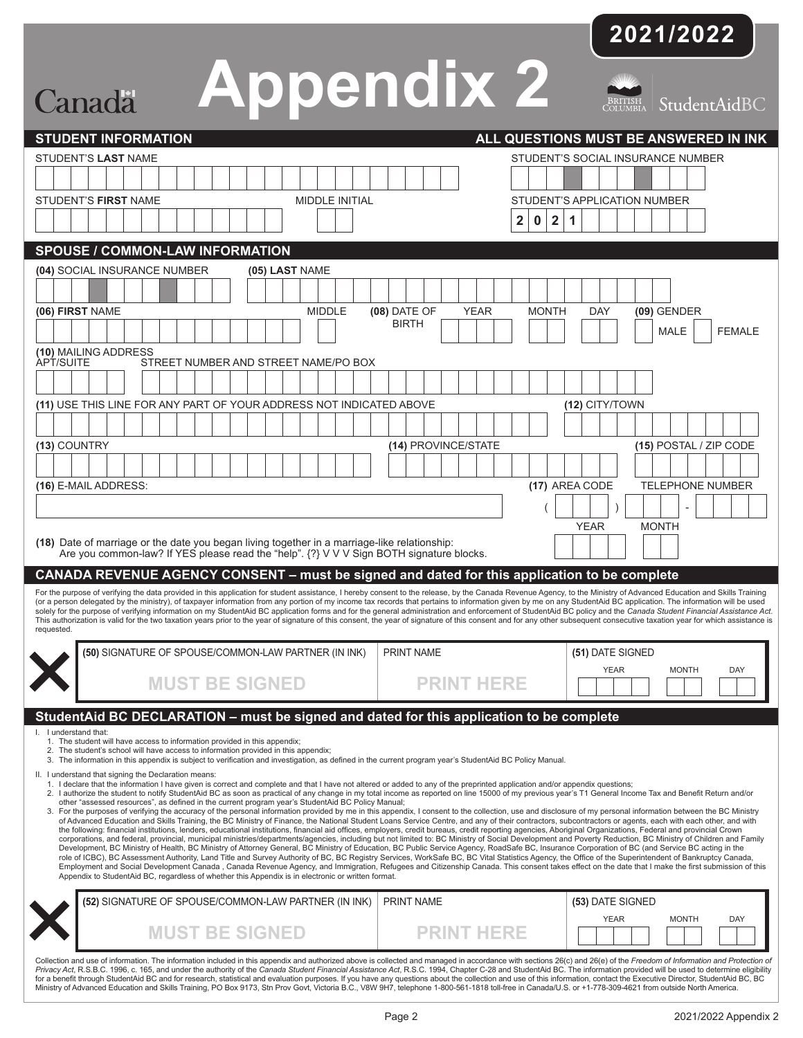**2021/2022**

Canada

# Appendix 2

British Columbia | StudentAidBC

## STUDENT INFORMATION

**ALL QUESTIONS MUST BE ANSWERED IN INK**

STUDENT'S **LAST** NAME

STUDENT'S SOCIAL INSURANCE NUMBER

STUDENT'S **FIRST** NAME

MIDDLE INITIAL

STUDENT'S APPLICATION NUMBER

2 0 2 1

## SPOUSE / COMMON-LAW INFORMATION

**(04)** SOCIAL INSURANCE NUMBER

**(05) LAST** NAME

**(06) FIRST** NAME

MIDDLE

**(08)** DATE OF BIRTH — YEAR — MONTH — DAY

**(09)** GENDER — MALE — FEMALE

**(10)** MAILING ADDRESS
APT/SUITE — STREET NUMBER AND STREET NAME/PO BOX

**(11)** USE THIS LINE FOR ANY PART OF YOUR ADDRESS NOT INDICATED ABOVE

**(12)** CITY/TOWN

**(13)** COUNTRY

**(14)** PROVINCE/STATE

**(15)** POSTAL / ZIP CODE

**(16)** E-MAIL ADDRESS:

**(17)** AREA CODE — TELEPHONE NUMBER

( ) -

**(18)** Date of marriage or the date you began living together in a marriage-like relationship:
Are you common-law? If YES please read the "help". {?} V V V Sign BOTH signature blocks.

YEAR — MONTH

## CANADA REVENUE AGENCY CONSENT – must be signed and dated for this application to be complete

For the purpose of verifying the data provided in this application for student assistance, I hereby consent to the release, by the Canada Revenue Agency, to the Ministry of Advanced Education and Skills Training (or a person delegated by the ministry), of taxpayer information from any portion of my income tax records that pertains to information given by me on any StudentAid BC application. The information will be used solely for the purpose of verifying information on my StudentAid BC application forms and for the general administration and enforcement of StudentAid BC policy and the *Canada Student Financial Assistance Act*. This authorization is valid for the two taxation years prior to the year of signature of this consent, the year of signature of this consent and for any other subsequent consecutive taxation year for which assistance is requested.

| **(50)** SIGNATURE OF SPOUSE/COMMON-LAW PARTNER (IN INK) | PRINT NAME | **(51)** DATE SIGNED YEAR MONTH DAY |
|---|---|---|
| **MUST BE SIGNED** | **PRINT HERE** | |

## StudentAid BC DECLARATION – must be signed and dated for this application to be complete

I. I understand that:
1. The student will have access to information provided in this appendix;
2. The student's school will have access to information provided in this appendix;
3. The information in this appendix is subject to verification and investigation, as defined in the current program year's StudentAid BC Policy Manual.

II. I understand that signing the Declaration means:
1. I declare that the information I have given is correct and complete and that I have not altered or added to any of the preprinted application and/or appendix questions;
2. I authorize the student to notify StudentAid BC as soon as practical of any change in my total income as reported on line 15000 of my previous year's T1 General Income Tax and Benefit Return and/or other "assessed resources", as defined in the current program year's StudentAid BC Policy Manual;
3. For the purposes of verifying the accuracy of the personal information provided by me in this appendix, I consent to the collection, use and disclosure of my personal information between the BC Ministry of Advanced Education and Skills Training, the BC Ministry of Finance, the National Student Loans Service Centre, and any of their contractors, subcontractors or agents, each with each other, and with the following: financial institutions, lenders, educational institutions, financial aid offices, employers, credit bureaus, credit reporting agencies, Aboriginal Organizations, Federal and provincial Crown corporations, and federal, provincial, municipal ministries/departments/agencies, including but not limited to: BC Ministry of Social Development and Poverty Reduction, BC Ministry of Children and Family Development, BC Ministry of Health, BC Ministry of Attorney General, BC Ministry of Education, BC Public Service Agency, RoadSafe BC, Insurance Corporation of BC (and Service BC acting in the role of ICBC), BC Assessment Authority, Land Title and Survey Authority of BC, BC Registry Services, WorkSafe BC, BC Vital Statistics Agency, the Office of the Superintendent of Bankruptcy Canada, Employment and Social Development Canada , Canada Revenue Agency, and Immigration, Refugees and Citizenship Canada. This consent takes effect on the date that I make the first submission of this Appendix to StudentAid BC, regardless of whether this Appendix is in electronic or written format.

| **(52)** SIGNATURE OF SPOUSE/COMMON-LAW PARTNER (IN INK) | PRINT NAME | **(53)** DATE SIGNED YEAR MONTH DAY |
|---|---|---|
| **MUST BE SIGNED** | **PRINT HERE** | |

Collection and use of information. The information included in this appendix and authorized above is collected and managed in accordance with sections 26(c) and 26(e) of the *Freedom of Information and Protection of Privacy Act*, R.S.B.C. 1996, c. 165, and under the authority of the *Canada Student Financial Assistance Act*, R.S.C. 1994, Chapter C-28 and StudentAid BC. The information provided will be used to determine eligibility for a benefit through StudentAid BC and for research, statistical and evaluation purposes. If you have any questions about the collection and use of this information, contact the Executive Director, StudentAid BC, BC Ministry of Advanced Education and Skills Training, PO Box 9173, Stn Prov Govt, Victoria B.C., V8W 9H7, telephone 1-800-561-1818 toll-free in Canada/U.S. or +1-778-309-4621 from outside North America.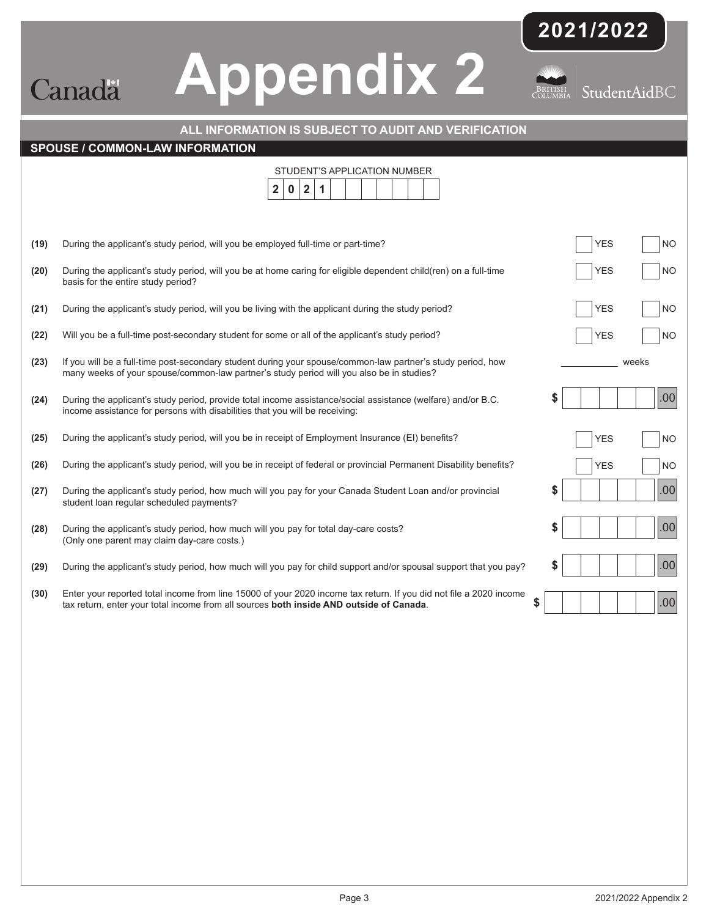2021/2022

# Appendix 2

Canada

StudentAidBC

**ALL INFORMATION IS SUBJECT TO AUDIT AND VERIFICATION**

## SPOUSE / COMMON-LAW INFORMATION

STUDENT'S APPLICATION NUMBER

2 0 2 1 _ _ _ _ _ _ _ _

| | | |
|---|---|---|
| **(19)** | During the applicant's study period, will you be employed full-time or part-time? | ☐ YES ☐ NO |
| **(20)** | During the applicant's study period, will you be at home caring for eligible dependent child(ren) on a full-time basis for the entire study period? | ☐ YES ☐ NO |
| **(21)** | During the applicant's study period, will you be living with the applicant during the study period? | ☐ YES ☐ NO |
| **(22)** | Will you be a full-time post-secondary student for some or all of the applicant's study period? | ☐ YES ☐ NO |
| **(23)** | If you will be a full-time post-secondary student during your spouse/common-law partner's study period, how many weeks of your spouse/common-law partner's study period will you also be in studies? | ___________ weeks |
| **(24)** | During the applicant's study period, provide total income assistance/social assistance (welfare) and/or B.C. income assistance for persons with disabilities that you will be receiving: | $ .00 |
| **(25)** | During the applicant's study period, will you be in receipt of Employment Insurance (EI) benefits? | ☐ YES ☐ NO |
| **(26)** | During the applicant's study period, will you be in receipt of federal or provincial Permanent Disability benefits? | ☐ YES ☐ NO |
| **(27)** | During the applicant's study period, how much will you pay for your Canada Student Loan and/or provincial student loan regular scheduled payments? | $ .00 |
| **(28)** | During the applicant's study period, how much will you pay for total day-care costs? (Only one parent may claim day-care costs.) | $ .00 |
| **(29)** | During the applicant's study period, how much will you pay for child support and/or spousal support that you pay? | $ .00 |
| **(30)** | Enter your reported total income from line 15000 of your 2020 income tax return. If you did not file a 2020 income tax return, enter your total income from all sources **both inside AND outside of Canada**. | $ .00 |